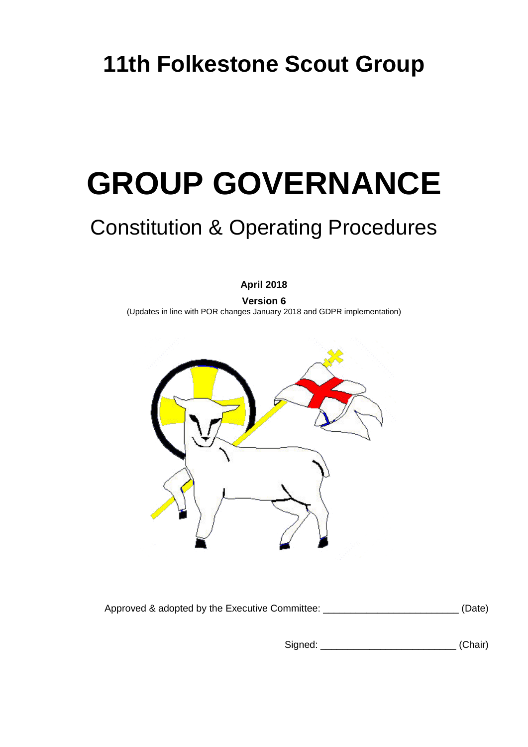# 11th Folkestone Scout Group

# GROUP GOVERNANCE

## Constitution & Operating Procedures

**April 2018**

**Version 6**

(Updates in line with POR changes January 2018 and GDPR implementation)

Approved & adopted by the Executive Committee: ________________________ (Date)

Signed: ________________________ (Chair)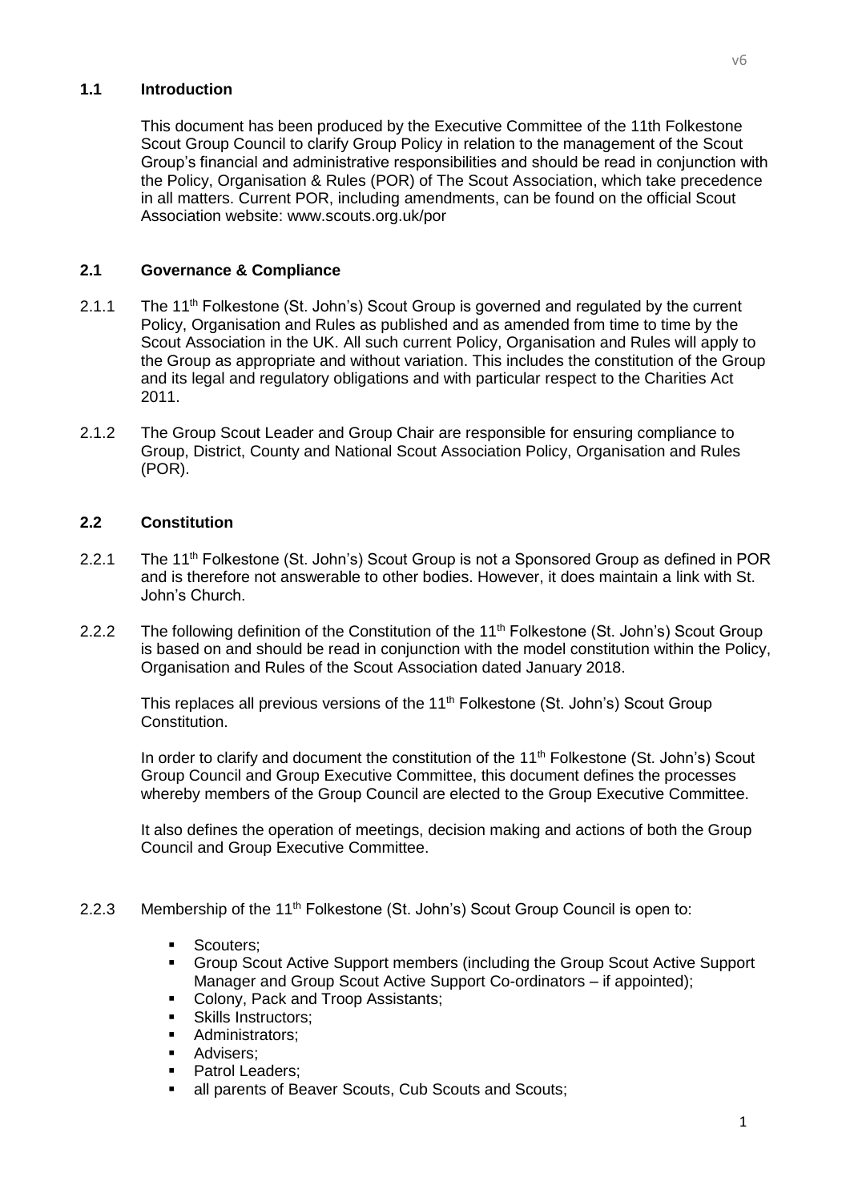## 1.1 Introduction

This document has been produced by the Executive Committee of the 11th Folkestone Scout Group Council to clarify Group Policy in relation to the management of the Scout Group's financial and administrative responsibilities and should be read in conjunction with the Policy, Organisation & Rules (POR) of The Scout Association, which take precedence in all matters. Current POR, including amendments, can be found on the official Scout Association website: www.scouts.org.uk/por

## 2.1 Governance & Compliance

2.1.1 The 11th Folkestone (St. John's) Scout Group is governed and regulated by the current Policy, Organisation and Rules as published and as amended from time to time by the Scout Association in the UK. All such current Policy, Organisation and Rules will apply to the Group as appropriate and without variation. This includes the constitution of the Group and its legal and regulatory obligations and with particular respect to the Charities Act 2011.

2.1.2 The Group Scout Leader and Group Chair are responsible for ensuring compliance to Group, District, County and National Scout Association Policy, Organisation and Rules (POR).

## 2.2 Constitution

2.2.1 The 11th Folkestone (St. John's) Scout Group is not a Sponsored Group as defined in POR and is therefore not answerable to other bodies. However, it does maintain a link with St. John's Church.

2.2.2 The following definition of the Constitution of the 11th Folkestone (St. John's) Scout Group is based on and should be read in conjunction with the model constitution within the Policy, Organisation and Rules of the Scout Association dated January 2018.

This replaces all previous versions of the 11th Folkestone (St. John's) Scout Group Constitution.

In order to clarify and document the constitution of the 11th Folkestone (St. John's) Scout Group Council and Group Executive Committee, this document defines the processes whereby members of the Group Council are elected to the Group Executive Committee.

It also defines the operation of meetings, decision making and actions of both the Group Council and Group Executive Committee.

2.2.3 Membership of the 11th Folkestone (St. John's) Scout Group Council is open to:

- Scouters;
- Group Scout Active Support members (including the Group Scout Active Support Manager and Group Scout Active Support Co-ordinators – if appointed);
- Colony, Pack and Troop Assistants;
- Skills Instructors;
- Administrators;
- Advisers;
- Patrol Leaders;
- all parents of Beaver Scouts, Cub Scouts and Scouts;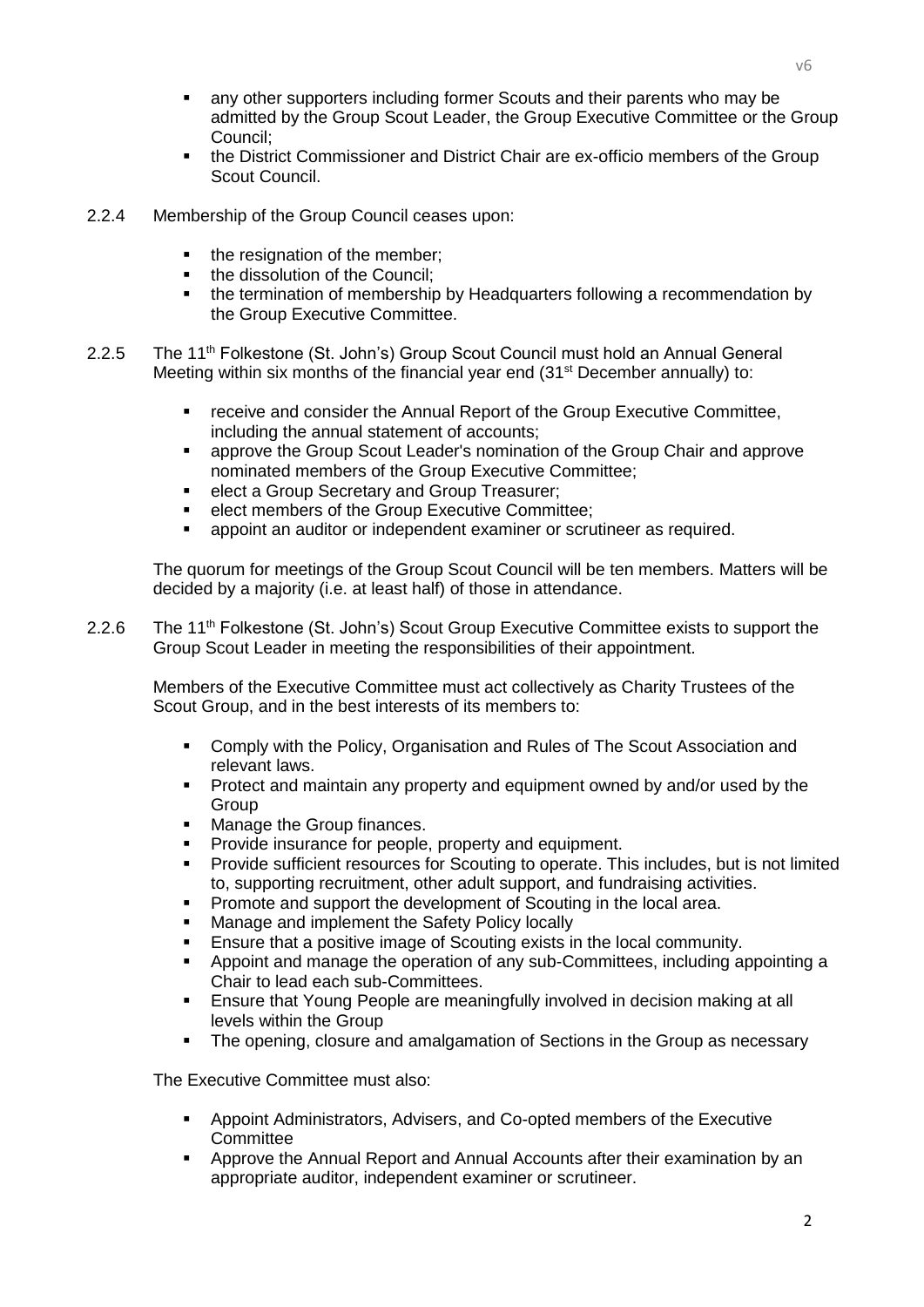- any other supporters including former Scouts and their parents who may be admitted by the Group Scout Leader, the Group Executive Committee or the Group Council;
- the District Commissioner and District Chair are ex-officio members of the Group Scout Council.

2.2.4 Membership of the Group Council ceases upon:

- the resignation of the member;
- the dissolution of the Council;
- the termination of membership by Headquarters following a recommendation by the Group Executive Committee.

2.2.5 The 11th Folkestone (St. John's) Group Scout Council must hold an Annual General Meeting within six months of the financial year end (31st December annually) to:

- receive and consider the Annual Report of the Group Executive Committee, including the annual statement of accounts;
- approve the Group Scout Leader's nomination of the Group Chair and approve nominated members of the Group Executive Committee;
- elect a Group Secretary and Group Treasurer;
- elect members of the Group Executive Committee;
- appoint an auditor or independent examiner or scrutineer as required.

The quorum for meetings of the Group Scout Council will be ten members. Matters will be decided by a majority (i.e. at least half) of those in attendance.

2.2.6 The 11th Folkestone (St. John's) Scout Group Executive Committee exists to support the Group Scout Leader in meeting the responsibilities of their appointment.

Members of the Executive Committee must act collectively as Charity Trustees of the Scout Group, and in the best interests of its members to:

- Comply with the Policy, Organisation and Rules of The Scout Association and relevant laws.
- Protect and maintain any property and equipment owned by and/or used by the Group
- Manage the Group finances.
- Provide insurance for people, property and equipment.
- Provide sufficient resources for Scouting to operate. This includes, but is not limited to, supporting recruitment, other adult support, and fundraising activities.
- Promote and support the development of Scouting in the local area.
- Manage and implement the Safety Policy locally
- Ensure that a positive image of Scouting exists in the local community.
- Appoint and manage the operation of any sub-Committees, including appointing a Chair to lead each sub-Committees.
- Ensure that Young People are meaningfully involved in decision making at all levels within the Group
- The opening, closure and amalgamation of Sections in the Group as necessary

The Executive Committee must also:

- Appoint Administrators, Advisers, and Co-opted members of the Executive Committee
- Approve the Annual Report and Annual Accounts after their examination by an appropriate auditor, independent examiner or scrutineer.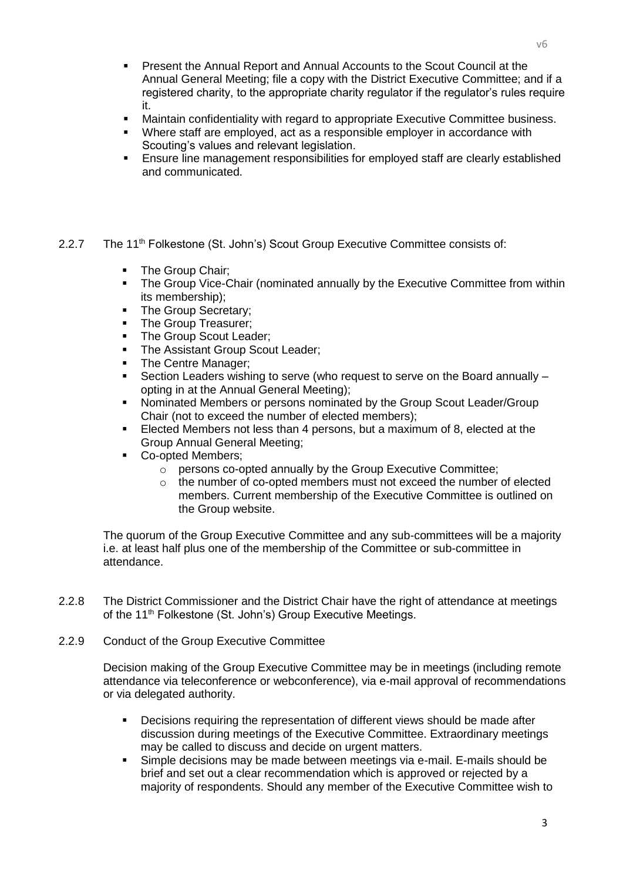- Present the Annual Report and Annual Accounts to the Scout Council at the Annual General Meeting; file a copy with the District Executive Committee; and if a registered charity, to the appropriate charity regulator if the regulator's rules require it.
- Maintain confidentiality with regard to appropriate Executive Committee business.
- Where staff are employed, act as a responsible employer in accordance with Scouting's values and relevant legislation.
- Ensure line management responsibilities for employed staff are clearly established and communicated.

2.2.7 The 11th Folkestone (St. John's) Scout Group Executive Committee consists of:

- The Group Chair;
- The Group Vice-Chair (nominated annually by the Executive Committee from within its membership);
- The Group Secretary;
- The Group Treasurer;
- The Group Scout Leader;
- The Assistant Group Scout Leader;
- The Centre Manager;
- Section Leaders wishing to serve (who request to serve on the Board annually – opting in at the Annual General Meeting);
- Nominated Members or persons nominated by the Group Scout Leader/Group Chair (not to exceed the number of elected members);
- Elected Members not less than 4 persons, but a maximum of 8, elected at the Group Annual General Meeting;
- Co-opted Members;
  - persons co-opted annually by the Group Executive Committee;
  - the number of co-opted members must not exceed the number of elected members. Current membership of the Executive Committee is outlined on the Group website.

The quorum of the Group Executive Committee and any sub-committees will be a majority i.e. at least half plus one of the membership of the Committee or sub-committee in attendance.

2.2.8 The District Commissioner and the District Chair have the right of attendance at meetings of the 11th Folkestone (St. John's) Group Executive Meetings.

2.2.9 Conduct of the Group Executive Committee

Decision making of the Group Executive Committee may be in meetings (including remote attendance via teleconference or webconference), via e-mail approval of recommendations or via delegated authority.

- Decisions requiring the representation of different views should be made after discussion during meetings of the Executive Committee. Extraordinary meetings may be called to discuss and decide on urgent matters.
- Simple decisions may be made between meetings via e-mail. E-mails should be brief and set out a clear recommendation which is approved or rejected by a majority of respondents. Should any member of the Executive Committee wish to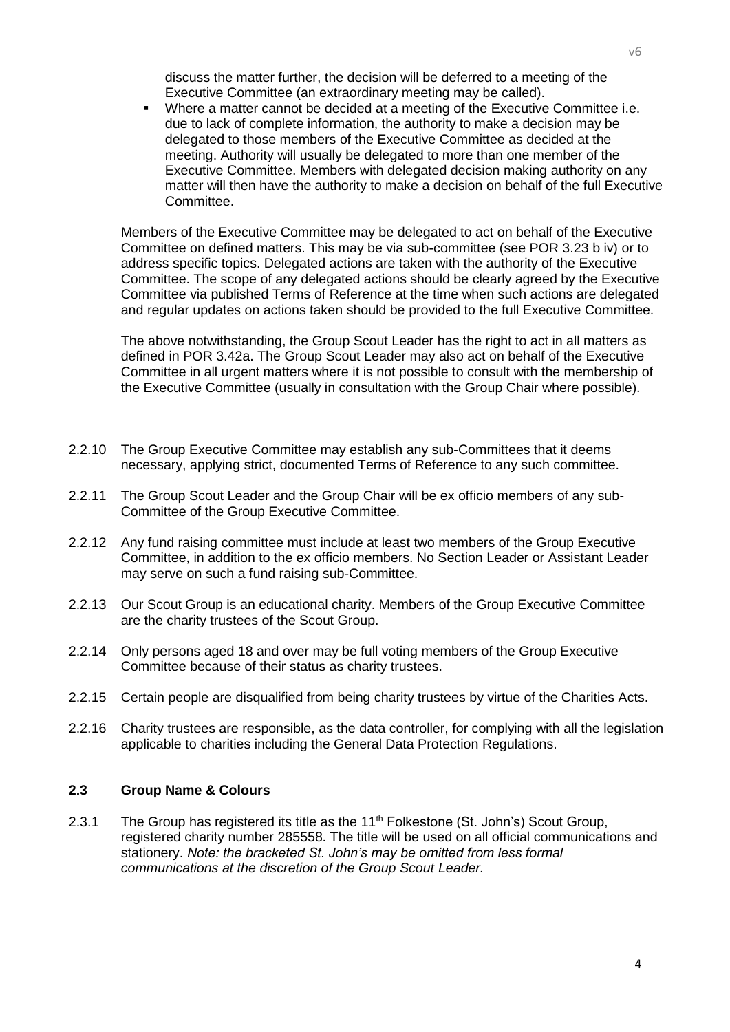discuss the matter further, the decision will be deferred to a meeting of the Executive Committee (an extraordinary meeting may be called).

- Where a matter cannot be decided at a meeting of the Executive Committee i.e. due to lack of complete information, the authority to make a decision may be delegated to those members of the Executive Committee as decided at the meeting. Authority will usually be delegated to more than one member of the Executive Committee. Members with delegated decision making authority on any matter will then have the authority to make a decision on behalf of the full Executive Committee.

Members of the Executive Committee may be delegated to act on behalf of the Executive Committee on defined matters. This may be via sub-committee (see POR 3.23 b iv) or to address specific topics. Delegated actions are taken with the authority of the Executive Committee. The scope of any delegated actions should be clearly agreed by the Executive Committee via published Terms of Reference at the time when such actions are delegated and regular updates on actions taken should be provided to the full Executive Committee.

The above notwithstanding, the Group Scout Leader has the right to act in all matters as defined in POR 3.42a. The Group Scout Leader may also act on behalf of the Executive Committee in all urgent matters where it is not possible to consult with the membership of the Executive Committee (usually in consultation with the Group Chair where possible).

2.2.10 The Group Executive Committee may establish any sub-Committees that it deems necessary, applying strict, documented Terms of Reference to any such committee.

2.2.11 The Group Scout Leader and the Group Chair will be ex officio members of any sub-Committee of the Group Executive Committee.

2.2.12 Any fund raising committee must include at least two members of the Group Executive Committee, in addition to the ex officio members. No Section Leader or Assistant Leader may serve on such a fund raising sub-Committee.

2.2.13 Our Scout Group is an educational charity. Members of the Group Executive Committee are the charity trustees of the Scout Group.

2.2.14 Only persons aged 18 and over may be full voting members of the Group Executive Committee because of their status as charity trustees.

2.2.15 Certain people are disqualified from being charity trustees by virtue of the Charities Acts.

2.2.16 Charity trustees are responsible, as the data controller, for complying with all the legislation applicable to charities including the General Data Protection Regulations.

### 2.3 Group Name & Colours

2.3.1 The Group has registered its title as the 11th Folkestone (St. John's) Scout Group, registered charity number 285558. The title will be used on all official communications and stationery. *Note: the bracketed St. John's may be omitted from less formal communications at the discretion of the Group Scout Leader.*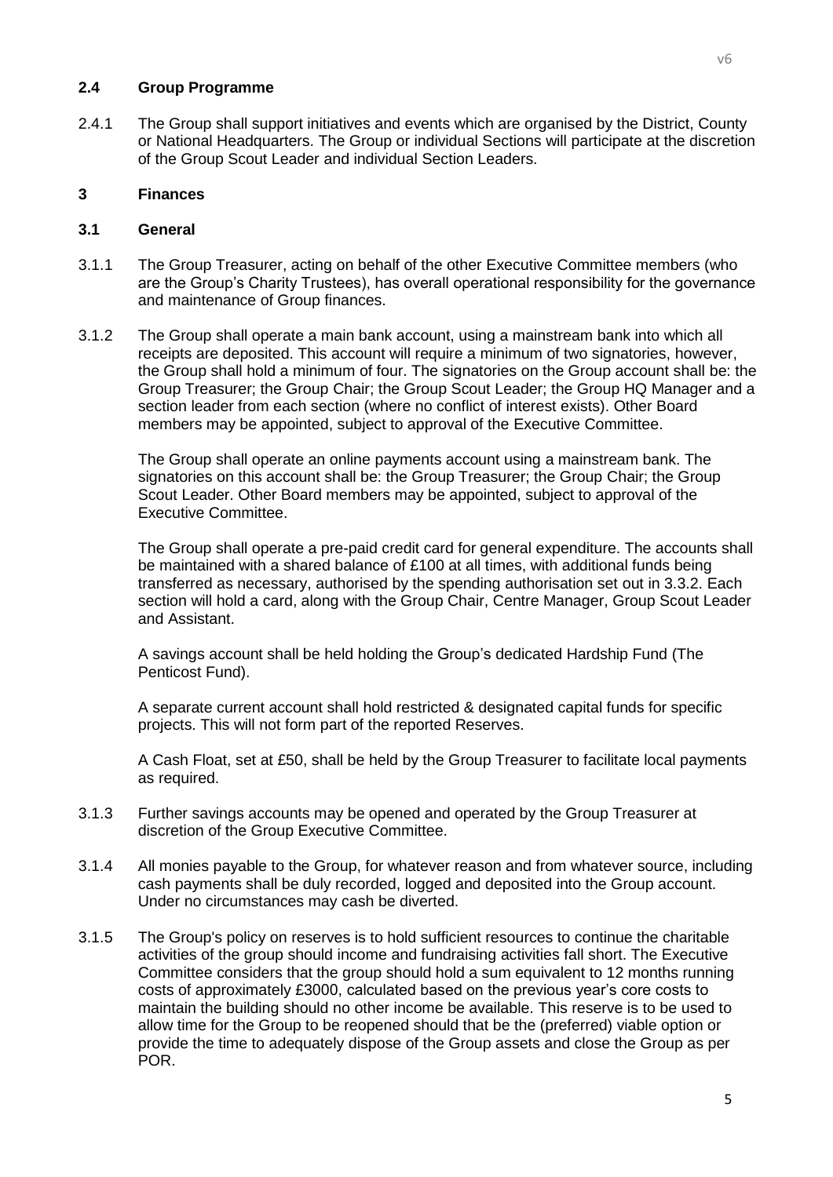### 2.4 Group Programme

2.4.1 The Group shall support initiatives and events which are organised by the District, County or National Headquarters. The Group or individual Sections will participate at the discretion of the Group Scout Leader and individual Section Leaders.

## 3 Finances

### 3.1 General

3.1.1 The Group Treasurer, acting on behalf of the other Executive Committee members (who are the Group's Charity Trustees), has overall operational responsibility for the governance and maintenance of Group finances.

3.1.2 The Group shall operate a main bank account, using a mainstream bank into which all receipts are deposited. This account will require a minimum of two signatories, however, the Group shall hold a minimum of four. The signatories on the Group account shall be: the Group Treasurer; the Group Chair; the Group Scout Leader; the Group HQ Manager and a section leader from each section (where no conflict of interest exists). Other Board members may be appointed, subject to approval of the Executive Committee.

The Group shall operate an online payments account using a mainstream bank. The signatories on this account shall be: the Group Treasurer; the Group Chair; the Group Scout Leader. Other Board members may be appointed, subject to approval of the Executive Committee.

The Group shall operate a pre-paid credit card for general expenditure. The accounts shall be maintained with a shared balance of £100 at all times, with additional funds being transferred as necessary, authorised by the spending authorisation set out in 3.3.2. Each section will hold a card, along with the Group Chair, Centre Manager, Group Scout Leader and Assistant.

A savings account shall be held holding the Group's dedicated Hardship Fund (The Penticost Fund).

A separate current account shall hold restricted & designated capital funds for specific projects. This will not form part of the reported Reserves.

A Cash Float, set at £50, shall be held by the Group Treasurer to facilitate local payments as required.

3.1.3 Further savings accounts may be opened and operated by the Group Treasurer at discretion of the Group Executive Committee.

3.1.4 All monies payable to the Group, for whatever reason and from whatever source, including cash payments shall be duly recorded, logged and deposited into the Group account. Under no circumstances may cash be diverted.

3.1.5 The Group's policy on reserves is to hold sufficient resources to continue the charitable activities of the group should income and fundraising activities fall short. The Executive Committee considers that the group should hold a sum equivalent to 12 months running costs of approximately £3000, calculated based on the previous year's core costs to maintain the building should no other income be available. This reserve is to be used to allow time for the Group to be reopened should that be the (preferred) viable option or provide the time to adequately dispose of the Group assets and close the Group as per POR.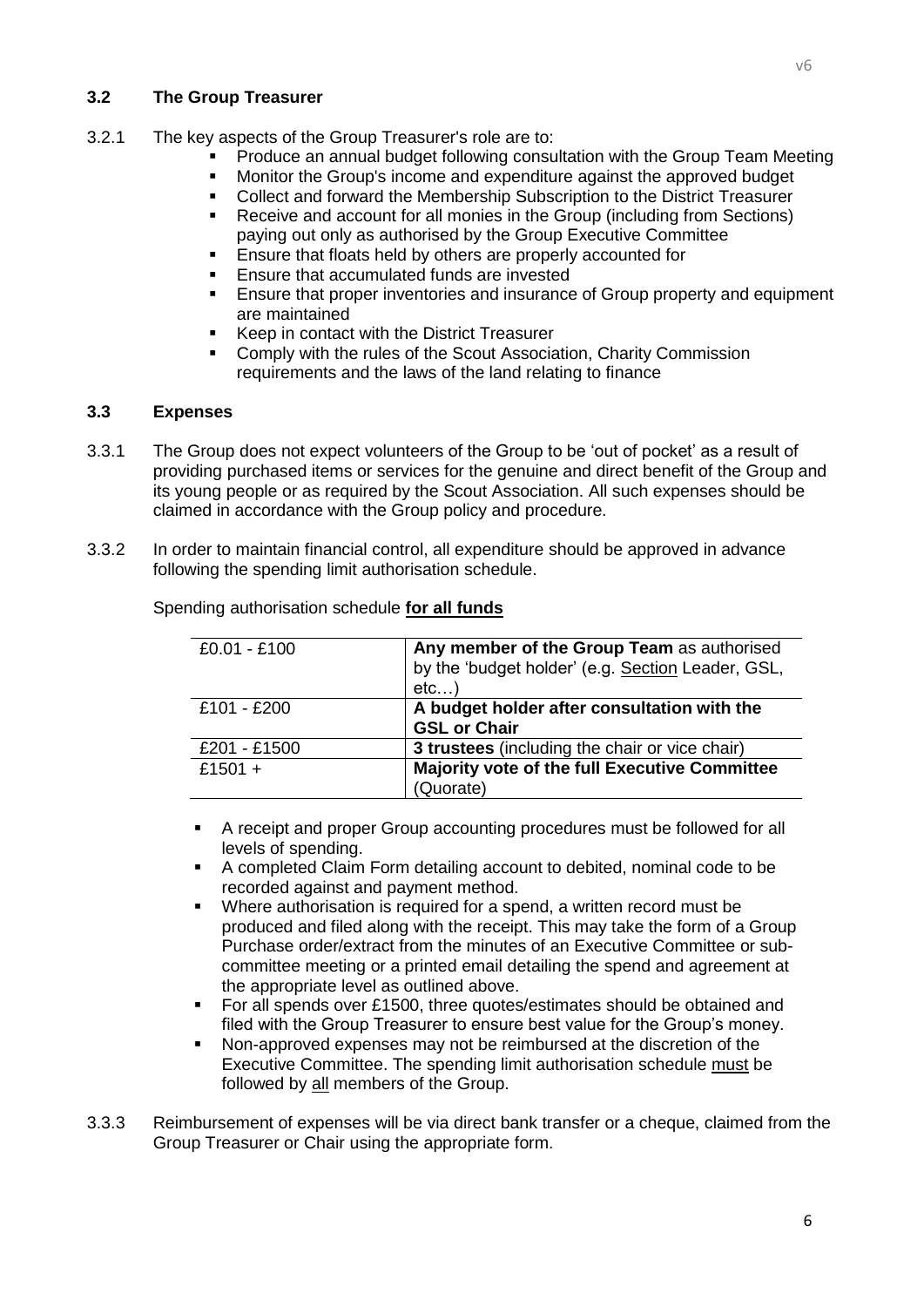### 3.2 The Group Treasurer

3.2.1 The key aspects of the Group Treasurer's role are to:

- Produce an annual budget following consultation with the Group Team Meeting
- Monitor the Group's income and expenditure against the approved budget
- Collect and forward the Membership Subscription to the District Treasurer
- Receive and account for all monies in the Group (including from Sections) paying out only as authorised by the Group Executive Committee
- Ensure that floats held by others are properly accounted for
- Ensure that accumulated funds are invested
- Ensure that proper inventories and insurance of Group property and equipment are maintained
- Keep in contact with the District Treasurer
- Comply with the rules of the Scout Association, Charity Commission requirements and the laws of the land relating to finance

### 3.3 Expenses

3.3.1 The Group does not expect volunteers of the Group to be 'out of pocket' as a result of providing purchased items or services for the genuine and direct benefit of the Group and its young people or as required by the Scout Association. All such expenses should be claimed in accordance with the Group policy and procedure.

3.3.2 In order to maintain financial control, all expenditure should be approved in advance following the spending limit authorisation schedule.

Spending authorisation schedule **for all funds**

| | |
|---|---|
| £0.01 - £100 | **Any member of the Group Team** as authorised by the 'budget holder' (e.g. Section Leader, GSL, etc…) |
| £101 - £200 | **A budget holder after consultation with the GSL or Chair** |
| £201 - £1500 | **3 trustees** (including the chair or vice chair) |
| £1501 + | **Majority vote of the full Executive Committee** (Quorate) |

- A receipt and proper Group accounting procedures must be followed for all levels of spending.
- A completed Claim Form detailing account to debited, nominal code to be recorded against and payment method.
- Where authorisation is required for a spend, a written record must be produced and filed along with the receipt. This may take the form of a Group Purchase order/extract from the minutes of an Executive Committee or sub-committee meeting or a printed email detailing the spend and agreement at the appropriate level as outlined above.
- For all spends over £1500, three quotes/estimates should be obtained and filed with the Group Treasurer to ensure best value for the Group's money.
- Non-approved expenses may not be reimbursed at the discretion of the Executive Committee. The spending limit authorisation schedule must be followed by all members of the Group.

3.3.3 Reimbursement of expenses will be via direct bank transfer or a cheque, claimed from the Group Treasurer or Chair using the appropriate form.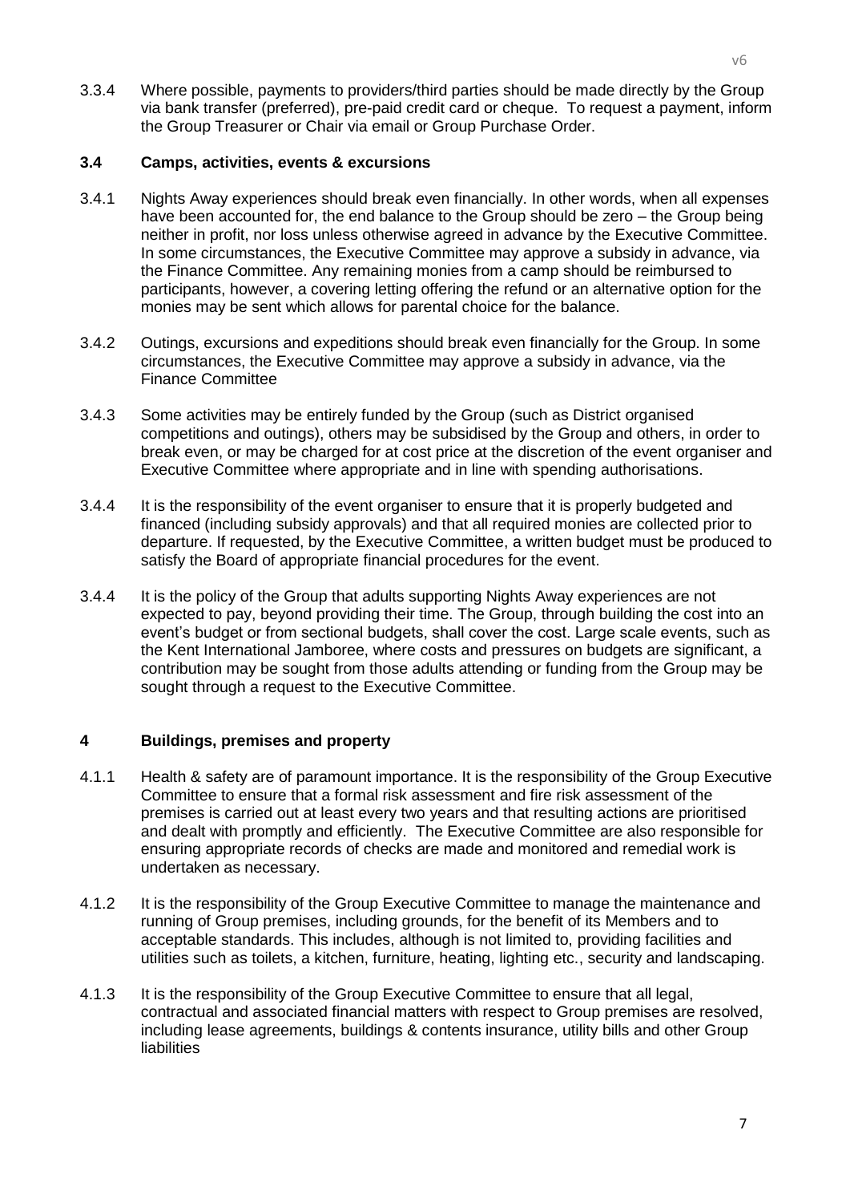3.3.4 Where possible, payments to providers/third parties should be made directly by the Group via bank transfer (preferred), pre-paid credit card or cheque. To request a payment, inform the Group Treasurer or Chair via email or Group Purchase Order.

### 3.4 Camps, activities, events & excursions

3.4.1 Nights Away experiences should break even financially. In other words, when all expenses have been accounted for, the end balance to the Group should be zero – the Group being neither in profit, nor loss unless otherwise agreed in advance by the Executive Committee. In some circumstances, the Executive Committee may approve a subsidy in advance, via the Finance Committee. Any remaining monies from a camp should be reimbursed to participants, however, a covering letting offering the refund or an alternative option for the monies may be sent which allows for parental choice for the balance.

3.4.2 Outings, excursions and expeditions should break even financially for the Group. In some circumstances, the Executive Committee may approve a subsidy in advance, via the Finance Committee

3.4.3 Some activities may be entirely funded by the Group (such as District organised competitions and outings), others may be subsidised by the Group and others, in order to break even, or may be charged for at cost price at the discretion of the event organiser and Executive Committee where appropriate and in line with spending authorisations.

3.4.4 It is the responsibility of the event organiser to ensure that it is properly budgeted and financed (including subsidy approvals) and that all required monies are collected prior to departure. If requested, by the Executive Committee, a written budget must be produced to satisfy the Board of appropriate financial procedures for the event.

3.4.4 It is the policy of the Group that adults supporting Nights Away experiences are not expected to pay, beyond providing their time. The Group, through building the cost into an event's budget or from sectional budgets, shall cover the cost. Large scale events, such as the Kent International Jamboree, where costs and pressures on budgets are significant, a contribution may be sought from those adults attending or funding from the Group may be sought through a request to the Executive Committee.

## 4 Buildings, premises and property

4.1.1 Health & safety are of paramount importance. It is the responsibility of the Group Executive Committee to ensure that a formal risk assessment and fire risk assessment of the premises is carried out at least every two years and that resulting actions are prioritised and dealt with promptly and efficiently. The Executive Committee are also responsible for ensuring appropriate records of checks are made and monitored and remedial work is undertaken as necessary.

4.1.2 It is the responsibility of the Group Executive Committee to manage the maintenance and running of Group premises, including grounds, for the benefit of its Members and to acceptable standards. This includes, although is not limited to, providing facilities and utilities such as toilets, a kitchen, furniture, heating, lighting etc., security and landscaping.

4.1.3 It is the responsibility of the Group Executive Committee to ensure that all legal, contractual and associated financial matters with respect to Group premises are resolved, including lease agreements, buildings & contents insurance, utility bills and other Group liabilities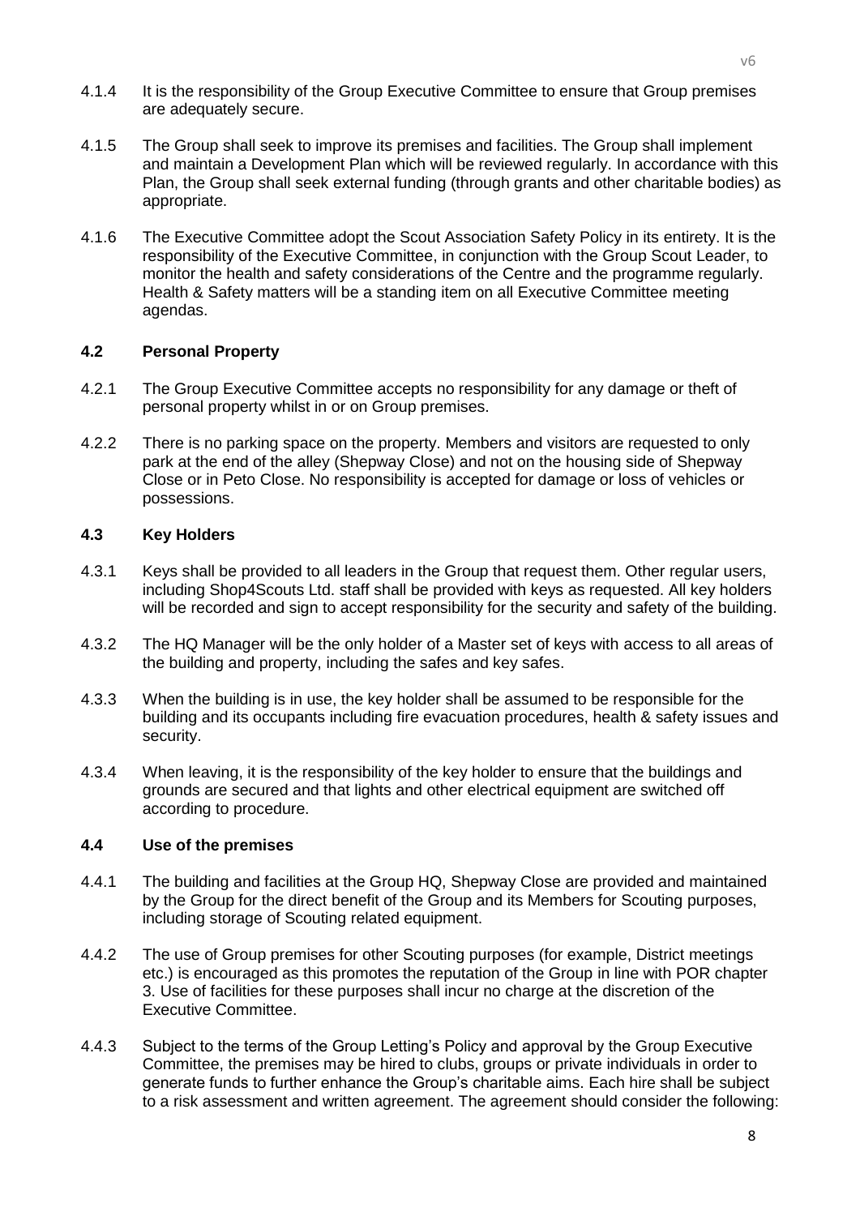4.1.4 It is the responsibility of the Group Executive Committee to ensure that Group premises are adequately secure.

4.1.5 The Group shall seek to improve its premises and facilities. The Group shall implement and maintain a Development Plan which will be reviewed regularly. In accordance with this Plan, the Group shall seek external funding (through grants and other charitable bodies) as appropriate.

4.1.6 The Executive Committee adopt the Scout Association Safety Policy in its entirety. It is the responsibility of the Executive Committee, in conjunction with the Group Scout Leader, to monitor the health and safety considerations of the Centre and the programme regularly. Health & Safety matters will be a standing item on all Executive Committee meeting agendas.

### 4.2 Personal Property

4.2.1 The Group Executive Committee accepts no responsibility for any damage or theft of personal property whilst in or on Group premises.

4.2.2 There is no parking space on the property. Members and visitors are requested to only park at the end of the alley (Shepway Close) and not on the housing side of Shepway Close or in Peto Close. No responsibility is accepted for damage or loss of vehicles or possessions.

### 4.3 Key Holders

4.3.1 Keys shall be provided to all leaders in the Group that request them. Other regular users, including Shop4Scouts Ltd. staff shall be provided with keys as requested. All key holders will be recorded and sign to accept responsibility for the security and safety of the building.

4.3.2 The HQ Manager will be the only holder of a Master set of keys with access to all areas of the building and property, including the safes and key safes.

4.3.3 When the building is in use, the key holder shall be assumed to be responsible for the building and its occupants including fire evacuation procedures, health & safety issues and security.

4.3.4 When leaving, it is the responsibility of the key holder to ensure that the buildings and grounds are secured and that lights and other electrical equipment are switched off according to procedure.

### 4.4 Use of the premises

4.4.1 The building and facilities at the Group HQ, Shepway Close are provided and maintained by the Group for the direct benefit of the Group and its Members for Scouting purposes, including storage of Scouting related equipment.

4.4.2 The use of Group premises for other Scouting purposes (for example, District meetings etc.) is encouraged as this promotes the reputation of the Group in line with POR chapter 3. Use of facilities for these purposes shall incur no charge at the discretion of the Executive Committee.

4.4.3 Subject to the terms of the Group Letting's Policy and approval by the Group Executive Committee, the premises may be hired to clubs, groups or private individuals in order to generate funds to further enhance the Group's charitable aims. Each hire shall be subject to a risk assessment and written agreement. The agreement should consider the following: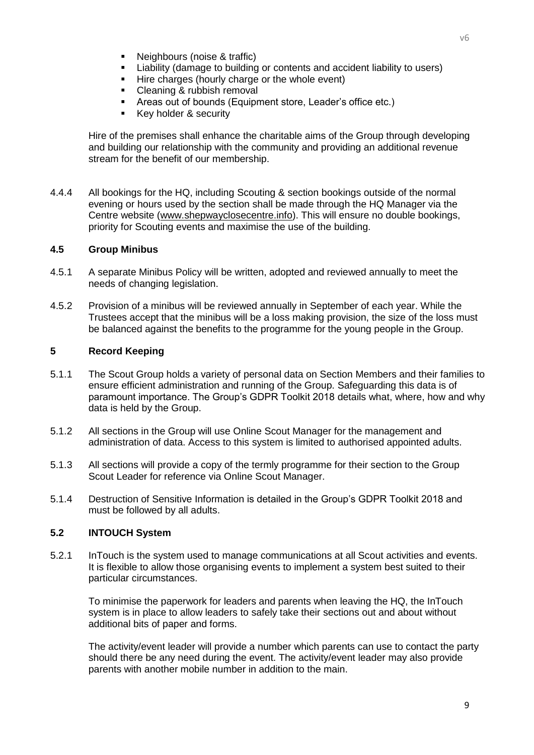- Neighbours (noise & traffic)
- Liability (damage to building or contents and accident liability to users)
- Hire charges (hourly charge or the whole event)
- Cleaning & rubbish removal
- Areas out of bounds (Equipment store, Leader's office etc.)
- Key holder & security

Hire of the premises shall enhance the charitable aims of the Group through developing and building our relationship with the community and providing an additional revenue stream for the benefit of our membership.

4.4.4 All bookings for the HQ, including Scouting & section bookings outside of the normal evening or hours used by the section shall be made through the HQ Manager via the Centre website (www.shepwayclosecentre.info). This will ensure no double bookings, priority for Scouting events and maximise the use of the building.

### 4.5 Group Minibus

4.5.1 A separate Minibus Policy will be written, adopted and reviewed annually to meet the needs of changing legislation.

4.5.2 Provision of a minibus will be reviewed annually in September of each year. While the Trustees accept that the minibus will be a loss making provision, the size of the loss must be balanced against the benefits to the programme for the young people in the Group.

## 5 Record Keeping

5.1.1 The Scout Group holds a variety of personal data on Section Members and their families to ensure efficient administration and running of the Group. Safeguarding this data is of paramount importance. The Group's GDPR Toolkit 2018 details what, where, how and why data is held by the Group.

5.1.2 All sections in the Group will use Online Scout Manager for the management and administration of data. Access to this system is limited to authorised appointed adults.

5.1.3 All sections will provide a copy of the termly programme for their section to the Group Scout Leader for reference via Online Scout Manager.

5.1.4 Destruction of Sensitive Information is detailed in the Group's GDPR Toolkit 2018 and must be followed by all adults.

### 5.2 INTOUCH System

5.2.1 InTouch is the system used to manage communications at all Scout activities and events. It is flexible to allow those organising events to implement a system best suited to their particular circumstances.

To minimise the paperwork for leaders and parents when leaving the HQ, the InTouch system is in place to allow leaders to safely take their sections out and about without additional bits of paper and forms.

The activity/event leader will provide a number which parents can use to contact the party should there be any need during the event. The activity/event leader may also provide parents with another mobile number in addition to the main.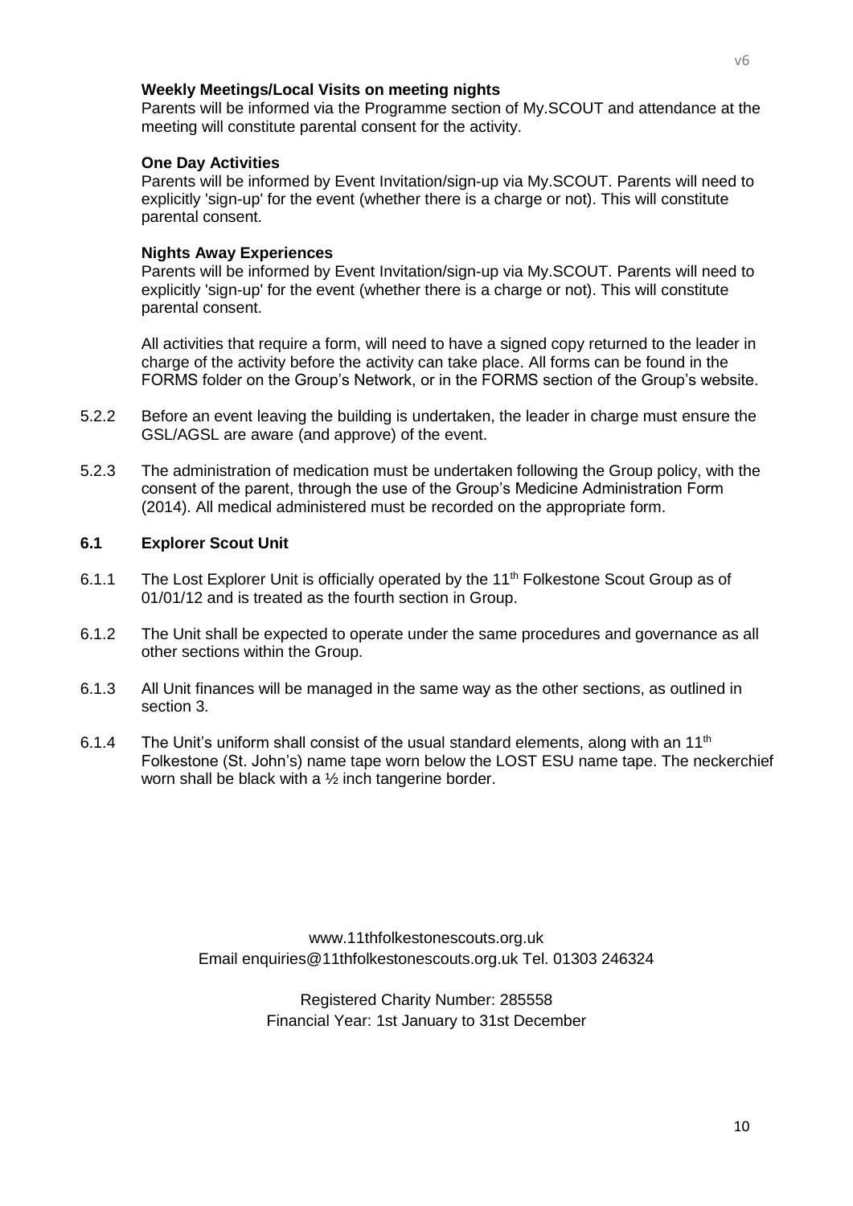**Weekly Meetings/Local Visits on meeting nights**
Parents will be informed via the Programme section of My.SCOUT and attendance at the meeting will constitute parental consent for the activity.

**One Day Activities**
Parents will be informed by Event Invitation/sign-up via My.SCOUT. Parents will need to explicitly 'sign-up' for the event (whether there is a charge or not). This will constitute parental consent.

**Nights Away Experiences**
Parents will be informed by Event Invitation/sign-up via My.SCOUT. Parents will need to explicitly 'sign-up' for the event (whether there is a charge or not). This will constitute parental consent.

All activities that require a form, will need to have a signed copy returned to the leader in charge of the activity before the activity can take place. All forms can be found in the FORMS folder on the Group's Network, or in the FORMS section of the Group's website.

5.2.2 Before an event leaving the building is undertaken, the leader in charge must ensure the GSL/AGSL are aware (and approve) of the event.

5.2.3 The administration of medication must be undertaken following the Group policy, with the consent of the parent, through the use of the Group's Medicine Administration Form (2014). All medical administered must be recorded on the appropriate form.

## 6.1 Explorer Scout Unit

6.1.1 The Lost Explorer Unit is officially operated by the 11th Folkestone Scout Group as of 01/01/12 and is treated as the fourth section in Group.

6.1.2 The Unit shall be expected to operate under the same procedures and governance as all other sections within the Group.

6.1.3 All Unit finances will be managed in the same way as the other sections, as outlined in section 3.

6.1.4 The Unit's uniform shall consist of the usual standard elements, along with an 11th Folkestone (St. John's) name tape worn below the LOST ESU name tape. The neckerchief worn shall be black with a ½ inch tangerine border.

www.11thfolkestonescouts.org.uk
Email enquiries@11thfolkestonescouts.org.uk Tel. 01303 246324

Registered Charity Number: 285558
Financial Year: 1st January to 31st December